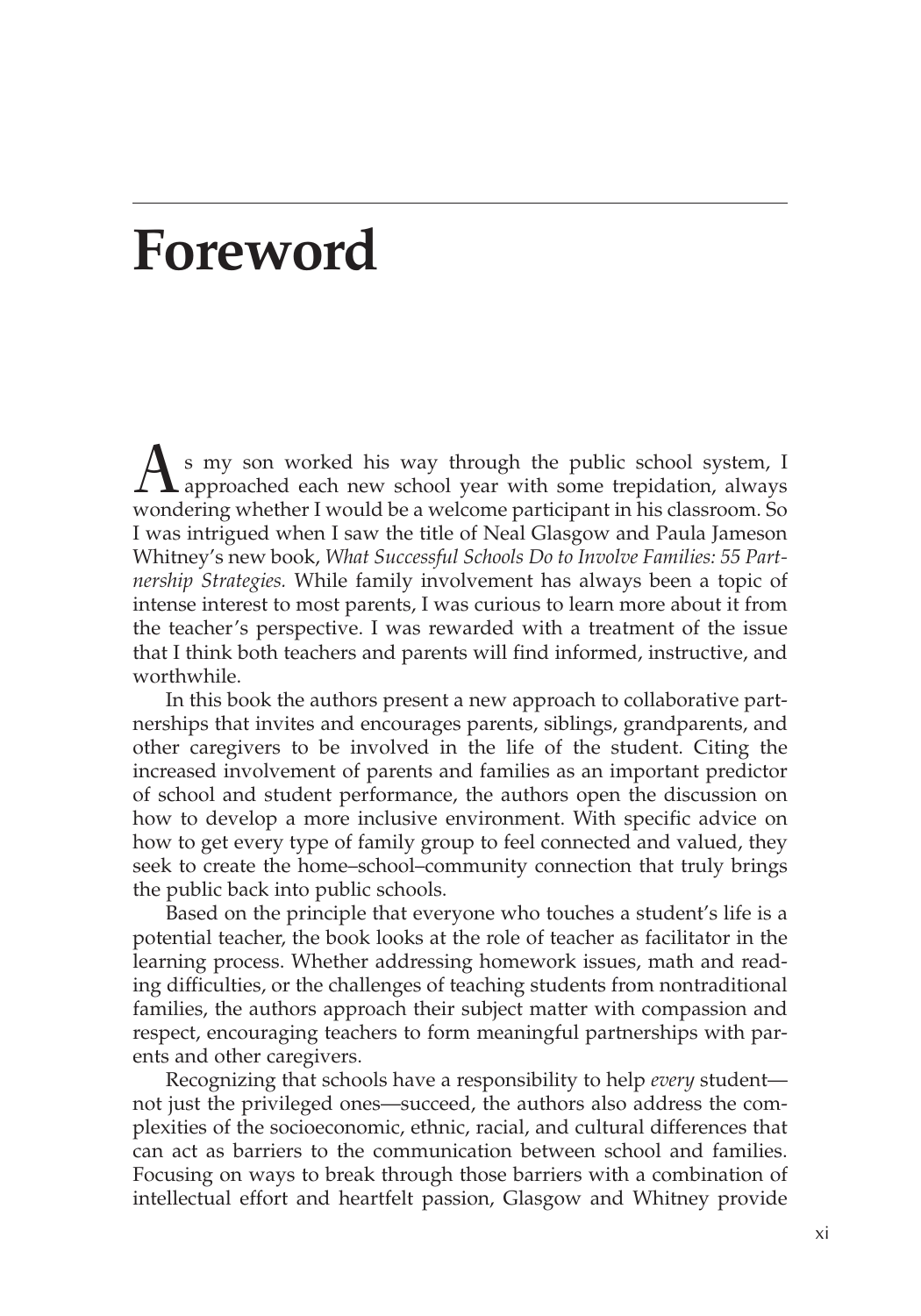# Foreword

As my son worked his way through the public school system, I approached each new school year with some trepidation, always wondering whether I would be a welcome participant in his classroom. So I was intrigued when I saw the title of Neal Glasgow and Paula Jameson Whitney's new book, *What Successful Schools Do to Involve Families: 55 Partnership Strategies.* While family involvement has always been a topic of intense interest to most parents, I was curious to learn more about it from the teacher's perspective. I was rewarded with a treatment of the issue that I think both teachers and parents will find informed, instructive, and worthwhile.

In this book the authors present a new approach to collaborative partnerships that invites and encourages parents, siblings, grandparents, and other caregivers to be involved in the life of the student. Citing the increased involvement of parents and families as an important predictor of school and student performance, the authors open the discussion on how to develop a more inclusive environment. With specific advice on how to get every type of family group to feel connected and valued, they seek to create the home–school–community connection that truly brings the public back into public schools.

Based on the principle that everyone who touches a student's life is a potential teacher, the book looks at the role of teacher as facilitator in the learning process. Whether addressing homework issues, math and reading difficulties, or the challenges of teaching students from nontraditional families, the authors approach their subject matter with compassion and respect, encouraging teachers to form meaningful partnerships with parents and other caregivers.

Recognizing that schools have a responsibility to help *every* student—not just the privileged ones—succeed, the authors also address the complexities of the socioeconomic, ethnic, racial, and cultural differences that can act as barriers to the communication between school and families. Focusing on ways to break through those barriers with a combination of intellectual effort and heartfelt passion, Glasgow and Whitney provide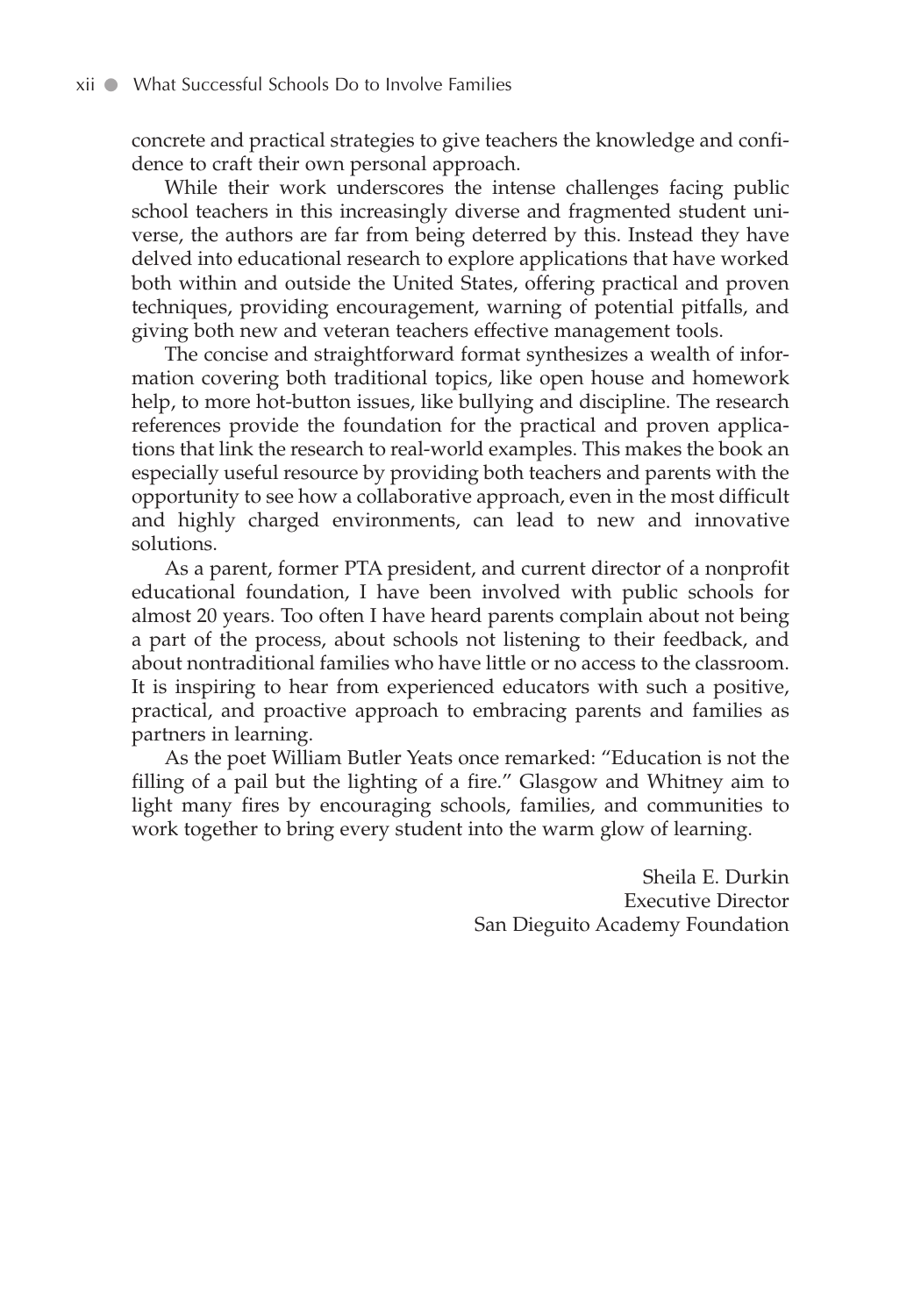concrete and practical strategies to give teachers the knowledge and confidence to craft their own personal approach.

While their work underscores the intense challenges facing public school teachers in this increasingly diverse and fragmented student universe, the authors are far from being deterred by this. Instead they have delved into educational research to explore applications that have worked both within and outside the United States, offering practical and proven techniques, providing encouragement, warning of potential pitfalls, and giving both new and veteran teachers effective management tools.

The concise and straightforward format synthesizes a wealth of information covering both traditional topics, like open house and homework help, to more hot-button issues, like bullying and discipline. The research references provide the foundation for the practical and proven applications that link the research to real-world examples. This makes the book an especially useful resource by providing both teachers and parents with the opportunity to see how a collaborative approach, even in the most difficult and highly charged environments, can lead to new and innovative solutions.

As a parent, former PTA president, and current director of a nonprofit educational foundation, I have been involved with public schools for almost 20 years. Too often I have heard parents complain about not being a part of the process, about schools not listening to their feedback, and about nontraditional families who have little or no access to the classroom. It is inspiring to hear from experienced educators with such a positive, practical, and proactive approach to embracing parents and families as partners in learning.

As the poet William Butler Yeats once remarked: "Education is not the filling of a pail but the lighting of a fire." Glasgow and Whitney aim to light many fires by encouraging schools, families, and communities to work together to bring every student into the warm glow of learning.

Sheila E. Durkin
Executive Director
San Dieguito Academy Foundation